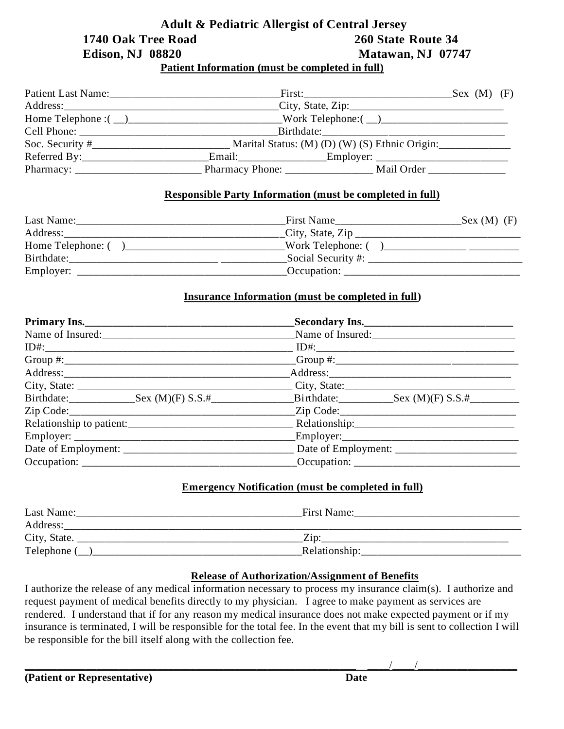# Adult & Pediatric Allergist of Central Jersey

**1740 Oak Tree Road**
**Edison, NJ 08820**

**260 State Route 34**
**Matawan, NJ 07747**

## Patient Information (must be completed in full)

Patient Last Name:______________________________First:__________________________Sex (M) (F)
Address:________________________________________City, State, Zip:____________________________
Home Telephone :( __)____________________________Work Telephone:( __)_______________________
Cell Phone: _____________________________________Birthdate:____________________________________
Soc. Security #________________________ Marital Status: (M) (D) (W) (S) Ethnic Origin:_____________
Referred By:______________________Email:_______________Employer: _______________________
Pharmacy: ______________________ Pharmacy Phone: _______________ Mail Order ______________

## Responsible Party Information (must be completed in full)

Last Name:_____________________________________First Name______________________Sex (M) (F)
Address:________________________________________City, State, Zip _____________________________
Home Telephone: ( )____________________________Work Telephone: ( )______________ _________
Birthdate:_________________________ ___________Social Security #: ___________________________
Employer: ____________________________________Occupation: _______________________________

## Insurance Information (must be completed in full)

**Primary Ins.____________________________________** **Secondary Ins.___________________________**
Name of Insured:_________________________________Name of Insured:__________________________
ID#:_____________________________________________ ID#:___________________________________
Group #:_________________________________________Group #:_____________________ ____________
Address:_________________________________________Address:_______________________________
City, State: ______________________________________ City, State:______________________________
Birthdate:____________Sex (M)(F) S.S.#_______________Birthdate:__________Sex (M)(F) S.S.#_________
Zip Code:________________________________________Zip Code:______________________________
Relationship to patient:_____________________________ Relationship:____________________________
Employer: _______________________________________Employer:______________________________
Date of Employment: ______________________________ Date of Employment: ______________________
Occupation: _____________________________________Occupation: ____________________________

## Emergency Notification (must be completed in full)

Last Name:________________________________________First Name:_____________________________
Address:____________________________________________________________________________
City, State. ________________________________________Zip:__________________________________
Telephone (__)______________________________________Relationship:____________________________

## Release of Authorization/Assignment of Benefits

I authorize the release of any medical information necessary to process my insurance claim(s). I authorize and request payment of medical benefits directly to my physician. I agree to make payment as services are rendered. I understand that if for any reason my medical insurance does not make expected payment or if my insurance is terminated, I will be responsible for the total fee. In the event that my bill is sent to collection I will be responsible for the bill itself along with the collection fee.

______________________________________________________ ____/____/________________

**(Patient or Representative)** **Date**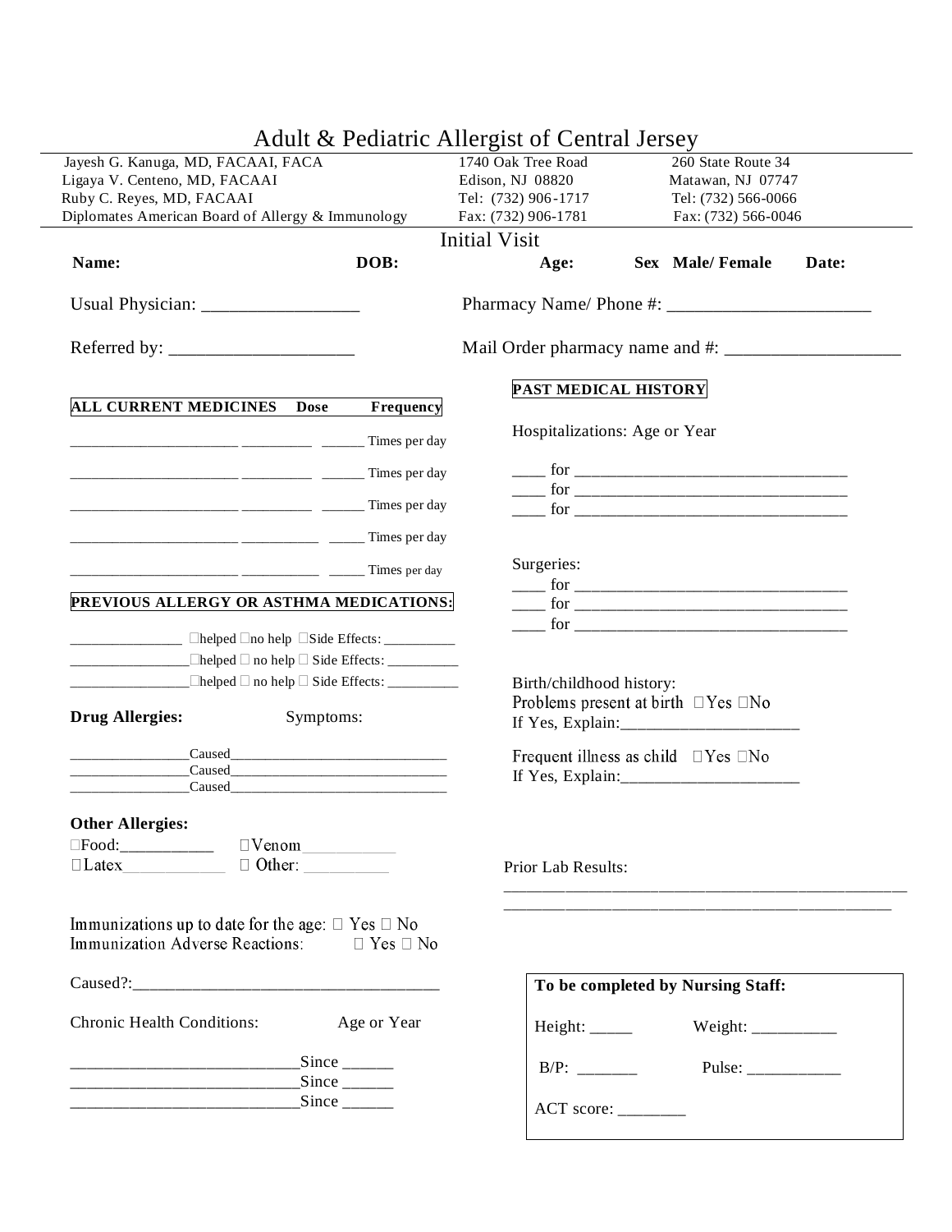# Adult & Pediatric Allergist of Central Jersey

Jayesh G. Kanuga, MD, FACAAI, FACA
Ligaya V. Centeno, MD, FACAAI
Ruby C. Reyes, MD, FACAAI
Diplomates American Board of Allergy & Immunology

1740 Oak Tree Road
Edison, NJ 08820
Tel: (732) 906-1717
Fax: (732) 906-1781

260 State Route 34
Matawan, NJ 07747
Tel: (732) 566-0066
Fax: (732) 566-0046

## Initial Visit

**Name:** **DOB:** **Age:** **Sex Male/ Female** **Date:**

Usual Physician: _________________

Pharmacy Name/ Phone #: ______________________

Referred by: ____________________

Mail Order pharmacy name and #: ___________________

**ALL CURRENT MEDICINES Dose Frequency**

_____________________ _________ ______ Times per day
_____________________ _________ ______ Times per day
_____________________ _________ ______ Times per day
_____________________ __________ _____ Times per day
_____________________ __________ _____ Times per day

**PREVIOUS ALLERGY OR ASTHMA MEDICATIONS:**

_______________ ☐helped ☐no help ☐Side Effects: __________
________________☐helped ☐ no help ☐ Side Effects: __________
________________☐helped ☐ no help ☐ Side Effects: __________

**Drug Allergies:** Symptoms:

________________Caused______________________________
________________Caused______________________________
________________Caused______________________________

**Other Allergies:**

☐Food:___________ ☐Venom___________
☐Latex____________ ☐ Other: __________

Immunizations up to date for the age: ☐ Yes ☐ No
Immunization Adverse Reactions: ☐ Yes ☐ No

Caused?:___________________________________

Chronic Health Conditions: Age or Year

___________________________Since ______
___________________________Since ______
___________________________Since ______

**PAST MEDICAL HISTORY**

Hospitalizations: Age or Year

____ for _________________________________
____ for _________________________________
____ for _________________________________

Surgeries:

____ for _________________________________
____ for _________________________________
____ for _________________________________

Birth/childhood history:
Problems present at birth ☐Yes ☐No
If Yes, Explain:_____________________

Frequent illness as child ☐Yes ☐No
If Yes, Explain:_____________________

Prior Lab Results:
_______________________________________________
_______________________________________________

**To be completed by Nursing Staff:**

Height: _____ Weight: __________

B/P: _______ Pulse: ___________

ACT score: ________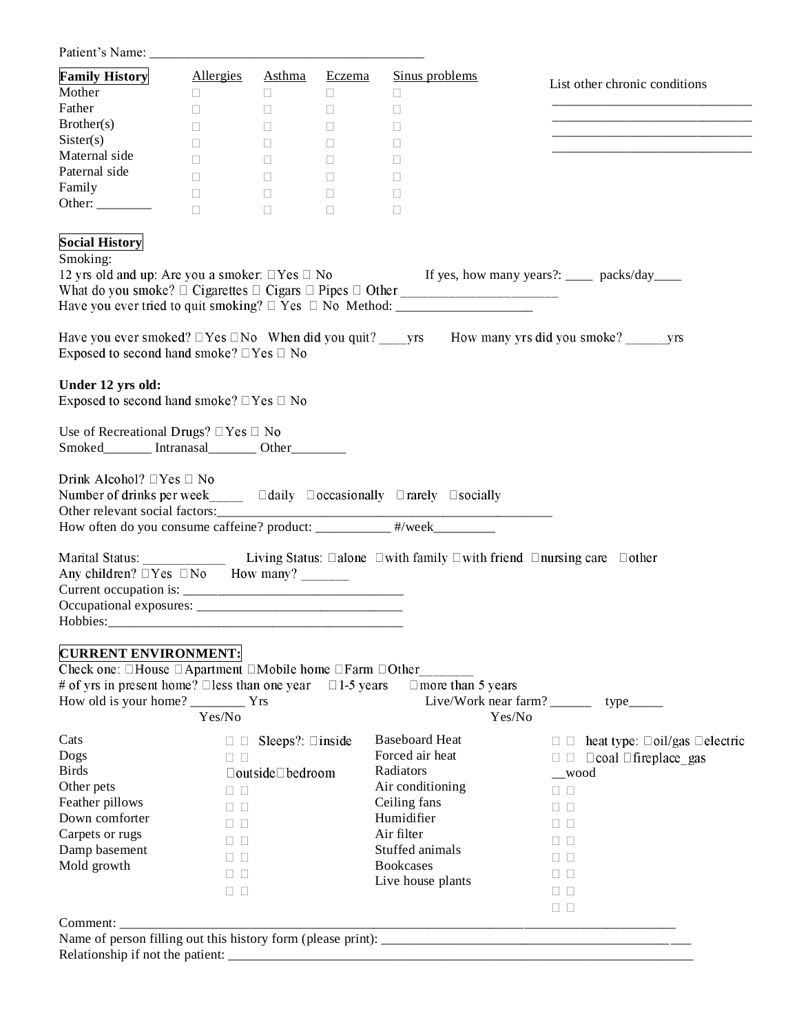Patient's Name: ________________________________________

| **Family History** | Allergies | Asthma | Eczema | Sinus problems |
|---|---|---|---|---|
| Mother | ☐ | ☐ | ☐ | ☐ |
| Father | ☐ | ☐ | ☐ | ☐ |
| Brother(s) | ☐ | ☐ | ☐ | ☐ |
| Sister(s) | ☐ | ☐ | ☐ | ☐ |
| Maternal side | ☐ | ☐ | ☐ | ☐ |
| Paternal side | ☐ | ☐ | ☐ | ☐ |
| Family | ☐ | ☐ | ☐ | ☐ |
| Other: ________ | ☐ | ☐ | ☐ | ☐ |

List other chronic conditions
______________________________
______________________________
______________________________
______________________________

**Social History**

Smoking:

12 yrs old and up: Are you a smoker: ☐Yes ☐ No If yes, how many years?: ____ packs/day____

What do you smoke? ☐ Cigarettes ☐ Cigars ☐ Pipes ☐ Other ______________________

Have you ever tried to quit smoking? ☐ Yes ☐ No Method: ____________________

Have you ever smoked? ☐Yes ☐No When did you quit? ____yrs How many yrs did you smoke? ______yrs

Exposed to second hand smoke? ☐Yes ☐ No

**Under 12 yrs old:**

Exposed to second hand smoke? ☐Yes ☐ No

Use of Recreational Drugs? ☐Yes ☐ No

Smoked_______ Intranasal_______ Other________

Drink Alcohol? ☐Yes ☐ No

Number of drinks per week_____ ☐daily ☐occasionally ☐rarely ☐socially

Other relevant social factors:____________________________________________________

How often do you consume caffeine? product: ___________ #/week_________

Marital Status: ____________ Living Status: ☐alone ☐with family ☐with friend ☐nursing care ☐other

Any children? ☐Yes ☐No How many? _______

Current occupation is: ________________________________

Occupational exposures: ______________________________

Hobbies:____________________________________________

**CURRENT ENVIRONMENT:**

Check one: ☐House ☐Apartment ☐Mobile home ☐Farm ☐Other_______

\# of yrs in present home? ☐less than one year ☐1-5 years ☐more than 5 years

How old is your home? ________ Yrs Live/Work near farm? ______ type_____

| | Yes/No | | | Yes/No | |
|---|---|---|---|---|---|
| Cats | ☐ ☐ | Sleeps?: ☐inside | Baseboard Heat | ☐ ☐ | heat type: ☐oil/gas ☐electric |
| Dogs | ☐ ☐ | ☐outside☐bedroom | Forced air heat | ☐ ☐ | ☐coal ☐fireplace_gas __wood |
| Birds | | | Radiators | | |
| Other pets | ☐ ☐ | | Air conditioning | ☐ ☐ | |
| Feather pillows | ☐ ☐ | | Ceiling fans | ☐ ☐ | |
| Down comforter | ☐ ☐ | | Humidifier | ☐ ☐ | |
| Carpets or rugs | ☐ ☐ | | Air filter | ☐ ☐ | |
| Damp basement | ☐ ☐ | | Stuffed animals | ☐ ☐ | |
| Mold growth | ☐ ☐ | | Bookcases | ☐ ☐ | |
| | ☐ ☐ | | Live house plants | ☐ ☐ | |
| | ☐ ☐ | | | ☐ ☐ | |
| | | | | ☐ ☐ | |

Comment: ______________________________________________________________________________

Name of person filling out this history form (please print): ___________________________________________

Relationship if not the patient: _______________________________________________________________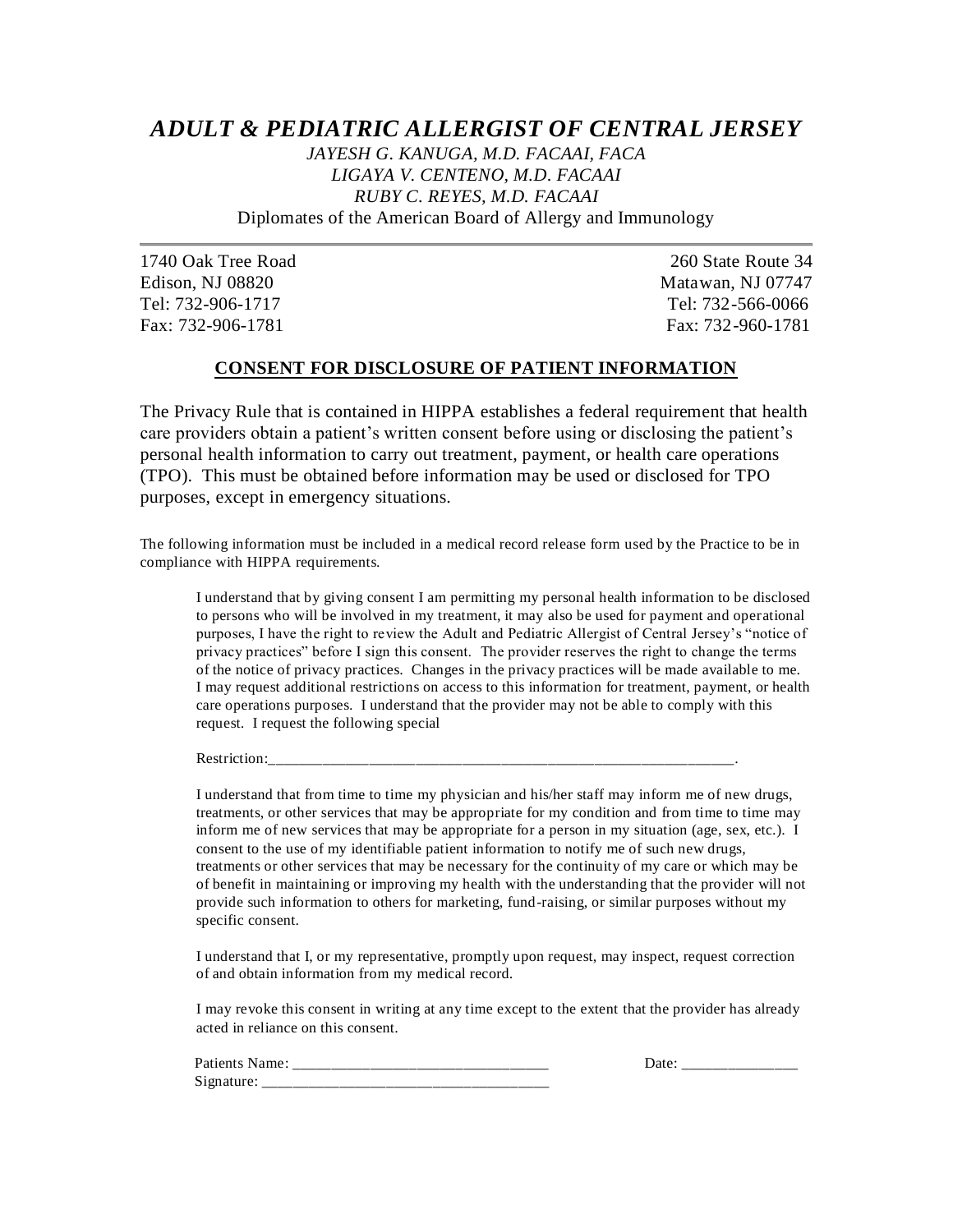# *ADULT & PEDIATRIC ALLERGIST OF CENTRAL JERSEY*

*JAYESH G. KANUGA, M.D. FACAAI, FACA*
*LIGAYA V. CENTENO, M.D. FACAAI*
*RUBY C. REYES, M.D. FACAAI*
Diplomates of the American Board of Allergy and Immunology

---

1740 Oak Tree Road
Edison, NJ 08820
Tel: 732-906-1717
Fax: 732-906-1781

260 State Route 34
Matawan, NJ 07747
Tel: 732-566-0066
Fax: 732-960-1781

## **CONSENT FOR DISCLOSURE OF PATIENT INFORMATION**

The Privacy Rule that is contained in HIPPA establishes a federal requirement that health care providers obtain a patient's written consent before using or disclosing the patient's personal health information to carry out treatment, payment, or health care operations (TPO). This must be obtained before information may be used or disclosed for TPO purposes, except in emergency situations.

The following information must be included in a medical record release form used by the Practice to be in compliance with HIPPA requirements.

I understand that by giving consent I am permitting my personal health information to be disclosed to persons who will be involved in my treatment, it may also be used for payment and operational purposes, I have the right to review the Adult and Pediatric Allergist of Central Jersey's "notice of privacy practices" before I sign this consent. The provider reserves the right to change the terms of the notice of privacy practices. Changes in the privacy practices will be made available to me. I may request additional restrictions on access to this information for treatment, payment, or health care operations purposes. I understand that the provider may not be able to comply with this request. I request the following special

Restriction:_______________________________________________________________.

I understand that from time to time my physician and his/her staff may inform me of new drugs, treatments, or other services that may be appropriate for my condition and from time to time may inform me of new services that may be appropriate for a person in my situation (age, sex, etc.). I consent to the use of my identifiable patient information to notify me of such new drugs, treatments or other services that may be necessary for the continuity of my care or which may be of benefit in maintaining or improving my health with the understanding that the provider will not provide such information to others for marketing, fund-raising, or similar purposes without my specific consent.

I understand that I, or my representative, promptly upon request, may inspect, request correction of and obtain information from my medical record.

I may revoke this consent in writing at any time except to the extent that the provider has already acted in reliance on this consent.

Patients Name: _________________________________ Date: _______________
Signature: _____________________________________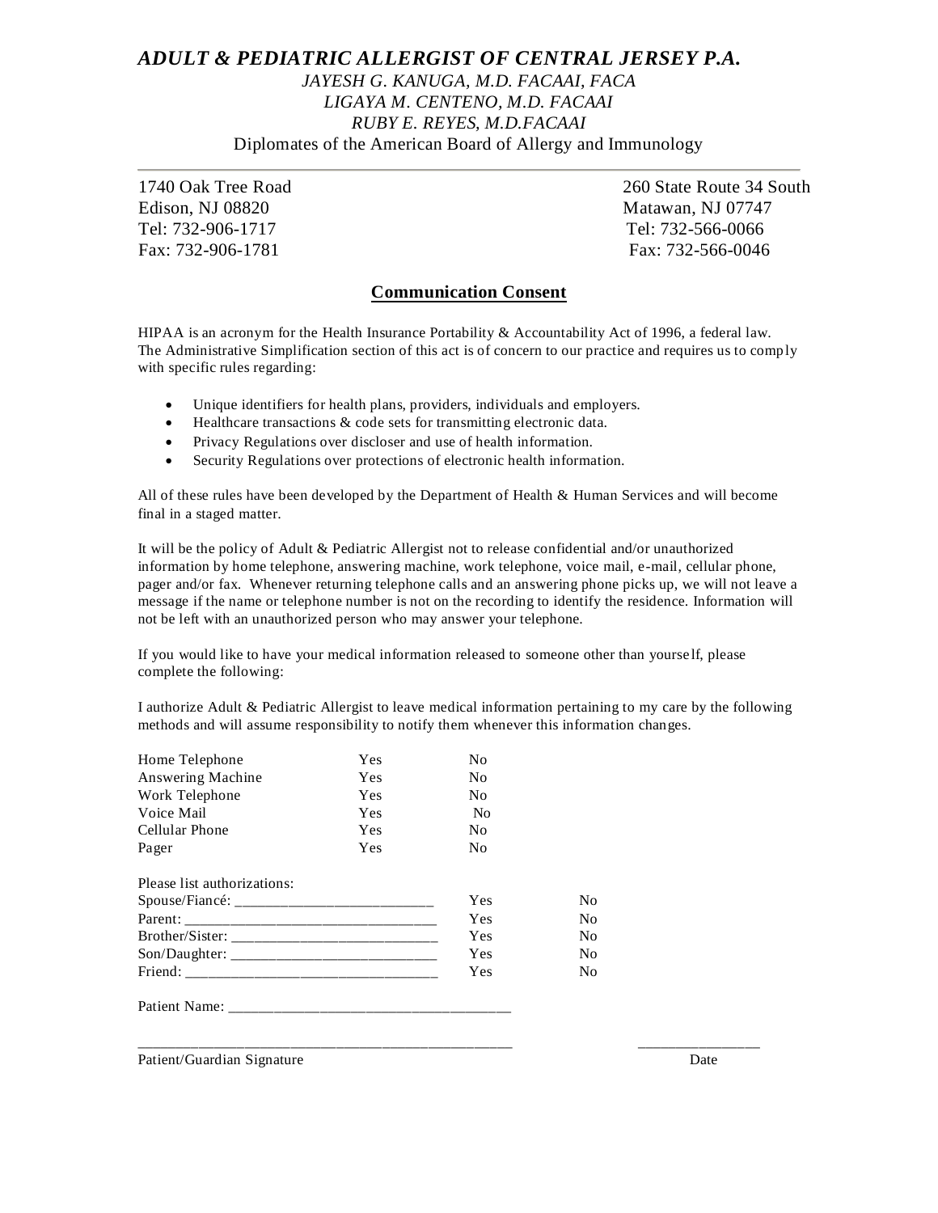# *ADULT & PEDIATRIC ALLERGIST OF CENTRAL JERSEY P.A.*

*JAYESH G. KANUGA, M.D. FACAAI, FACA*
*LIGAYA M. CENTENO, M.D. FACAAI*
*RUBY E. REYES, M.D.FACAAI*
Diplomates of the American Board of Allergy and Immunology

---

1740 Oak Tree Road
Edison, NJ 08820
Tel: 732-906-1717
Fax: 732-906-1781

260 State Route 34 South
Matawan, NJ 07747
Tel: 732-566-0066
Fax: 732-566-0046

## Communication Consent

HIPAA is an acronym for the Health Insurance Portability & Accountability Act of 1996, a federal law. The Administrative Simplification section of this act is of concern to our practice and requires us to comply with specific rules regarding:

- Unique identifiers for health plans, providers, individuals and employers.
- Healthcare transactions & code sets for transmitting electronic data.
- Privacy Regulations over discloser and use of health information.
- Security Regulations over protections of electronic health information.

All of these rules have been developed by the Department of Health & Human Services and will become final in a staged matter.

It will be the policy of Adult & Pediatric Allergist not to release confidential and/or unauthorized information by home telephone, answering machine, work telephone, voice mail, e-mail, cellular phone, pager and/or fax. Whenever returning telephone calls and an answering phone picks up, we will not leave a message if the name or telephone number is not on the recording to identify the residence. Information will not be left with an unauthorized person who may answer your telephone.

If you would like to have your medical information released to someone other than yourself, please complete the following:

I authorize Adult & Pediatric Allergist to leave medical information pertaining to my care by the following methods and will assume responsibility to notify them whenever this information changes.

| | | |
|---|---|---|
| Home Telephone | Yes | No |
| Answering Machine | Yes | No |
| Work Telephone | Yes | No |
| Voice Mail | Yes | No |
| Cellular Phone | Yes | No |
| Pager | Yes | No |

Please list authorizations:

| | | |
|---|---|---|
| Spouse/Fiancé: __________________________ | Yes | No |
| Parent: _________________________________ | Yes | No |
| Brother/Sister: ___________________________ | Yes | No |
| Son/Daughter: ___________________________ | Yes | No |
| Friend: _________________________________ | Yes | No |

Patient Name: ____________________________________

_________________________________________________ ________________

Patient/Guardian Signature Date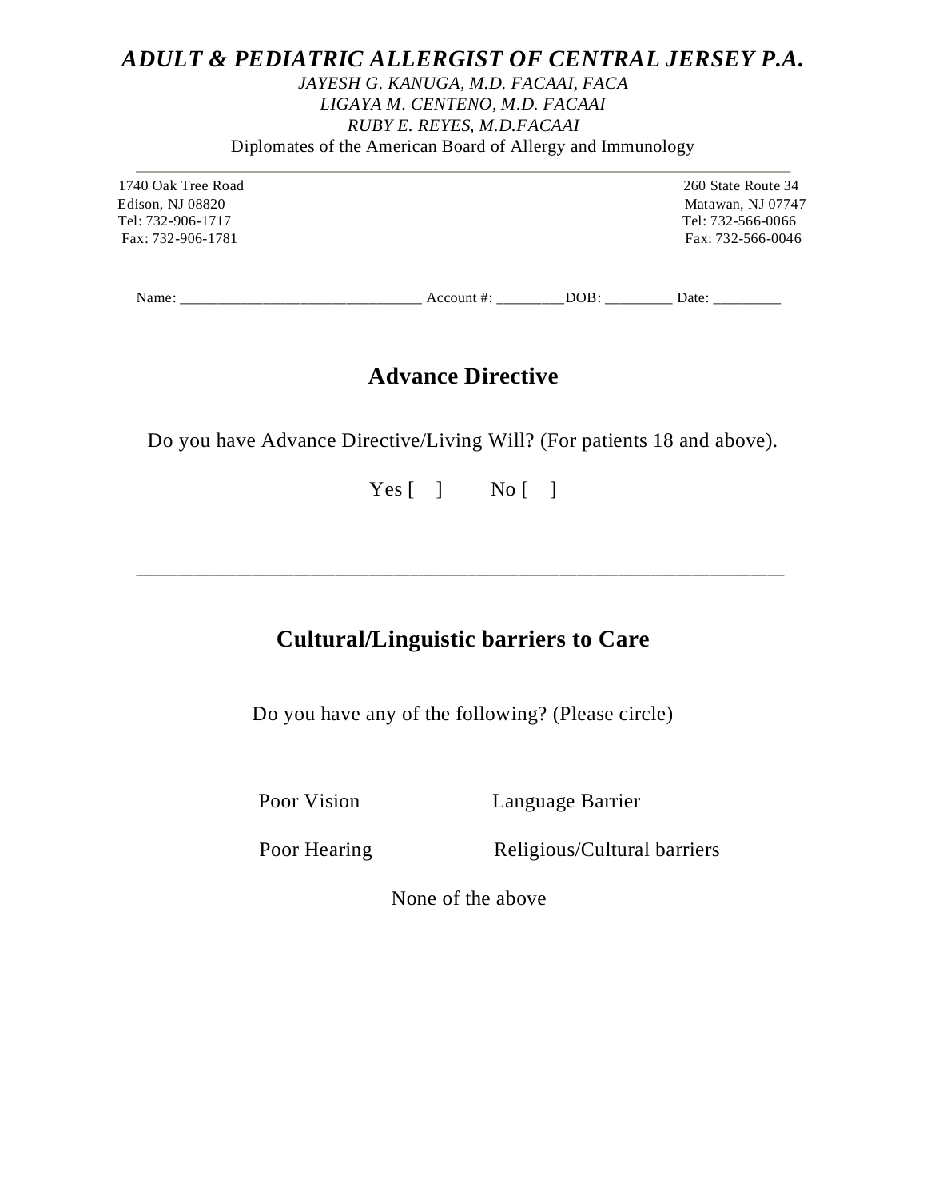***ADULT & PEDIATRIC ALLERGIST OF CENTRAL JERSEY P.A.***

*JAYESH G. KANUGA, M.D. FACAAI, FACA*
*LIGAYA M. CENTENO, M.D. FACAAI*
*RUBY E. REYES, M.D.FACAAI*
Diplomates of the American Board of Allergy and Immunology

---

1740 Oak Tree Road
Edison, NJ 08820
Tel: 732-906-1717
Fax: 732-906-1781

260 State Route 34
Matawan, NJ 07747
Tel: 732-566-0066
Fax: 732-566-0046

Name: ______________________________ Account #: _________DOB: _________ Date: _________

## Advance Directive

Do you have Advance Directive/Living Will? (For patients 18 and above).

Yes [ ]     No [ ]

---

## Cultural/Linguistic barriers to Care

Do you have any of the following? (Please circle)

Poor Vision          Language Barrier

Poor Hearing          Religious/Cultural barriers

None of the above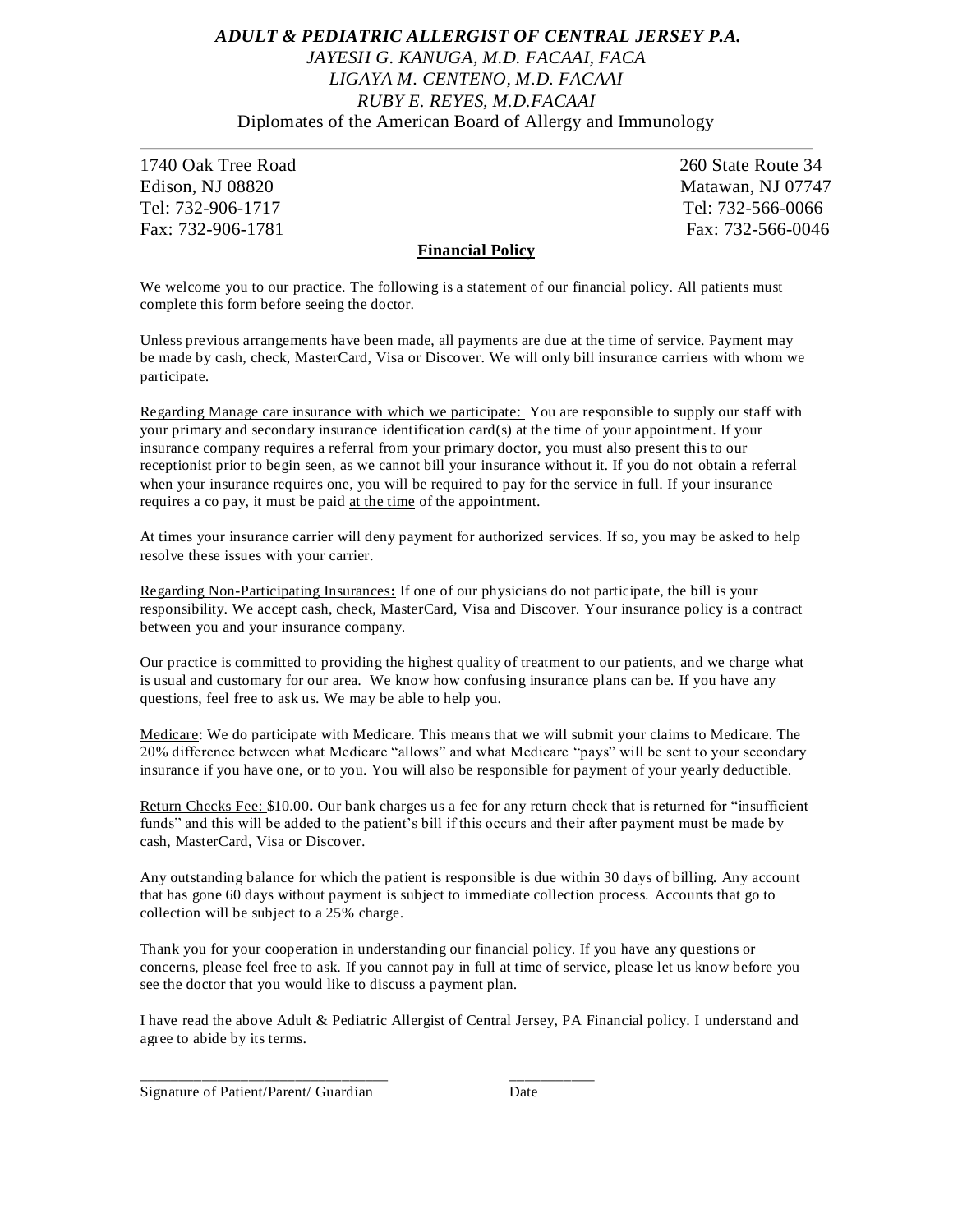***ADULT & PEDIATRIC ALLERGIST OF CENTRAL JERSEY P.A.***
*JAYESH G. KANUGA, M.D. FACAAI, FACA*
*LIGAYA M. CENTENO, M.D. FACAAI*
*RUBY E. REYES, M.D.FACAAI*
Diplomates of the American Board of Allergy and Immunology

---

1740 Oak Tree Road
Edison, NJ 08820
Tel: 732-906-1717
Fax: 732-906-1781

260 State Route 34
Matawan, NJ 07747
Tel: 732-566-0066
Fax: 732-566-0046

## Financial Policy

We welcome you to our practice. The following is a statement of our financial policy. All patients must complete this form before seeing the doctor.

Unless previous arrangements have been made, all payments are due at the time of service. Payment may be made by cash, check, MasterCard, Visa or Discover. We will only bill insurance carriers with whom we participate.

Regarding Manage care insurance with which we participate: You are responsible to supply our staff with your primary and secondary insurance identification card(s) at the time of your appointment. If your insurance company requires a referral from your primary doctor, you must also present this to our receptionist prior to begin seen, as we cannot bill your insurance without it. If you do not obtain a referral when your insurance requires one, you will be required to pay for the service in full. If your insurance requires a co pay, it must be paid at the time of the appointment.

At times your insurance carrier will deny payment for authorized services. If so, you may be asked to help resolve these issues with your carrier.

Regarding Non-Participating Insurances**:** If one of our physicians do not participate, the bill is your responsibility. We accept cash, check, MasterCard, Visa and Discover. Your insurance policy is a contract between you and your insurance company.

Our practice is committed to providing the highest quality of treatment to our patients, and we charge what is usual and customary for our area. We know how confusing insurance plans can be. If you have any questions, feel free to ask us. We may be able to help you.

Medicare: We do participate with Medicare. This means that we will submit your claims to Medicare. The 20% difference between what Medicare "allows" and what Medicare "pays" will be sent to your secondary insurance if you have one, or to you. You will also be responsible for payment of your yearly deductible.

Return Checks Fee: $10.00**.** Our bank charges us a fee for any return check that is returned for "insufficient funds" and this will be added to the patient's bill if this occurs and their after payment must be made by cash, MasterCard, Visa or Discover.

Any outstanding balance for which the patient is responsible is due within 30 days of billing. Any account that has gone 60 days without payment is subject to immediate collection process. Accounts that go to collection will be subject to a 25% charge.

Thank you for your cooperation in understanding our financial policy. If you have any questions or concerns, please feel free to ask. If you cannot pay in full at time of service, please let us know before you see the doctor that you would like to discuss a payment plan.

I have read the above Adult & Pediatric Allergist of Central Jersey, PA Financial policy. I understand and agree to abide by its terms.

_______________________________ ___________
Signature of Patient/Parent/ Guardian Date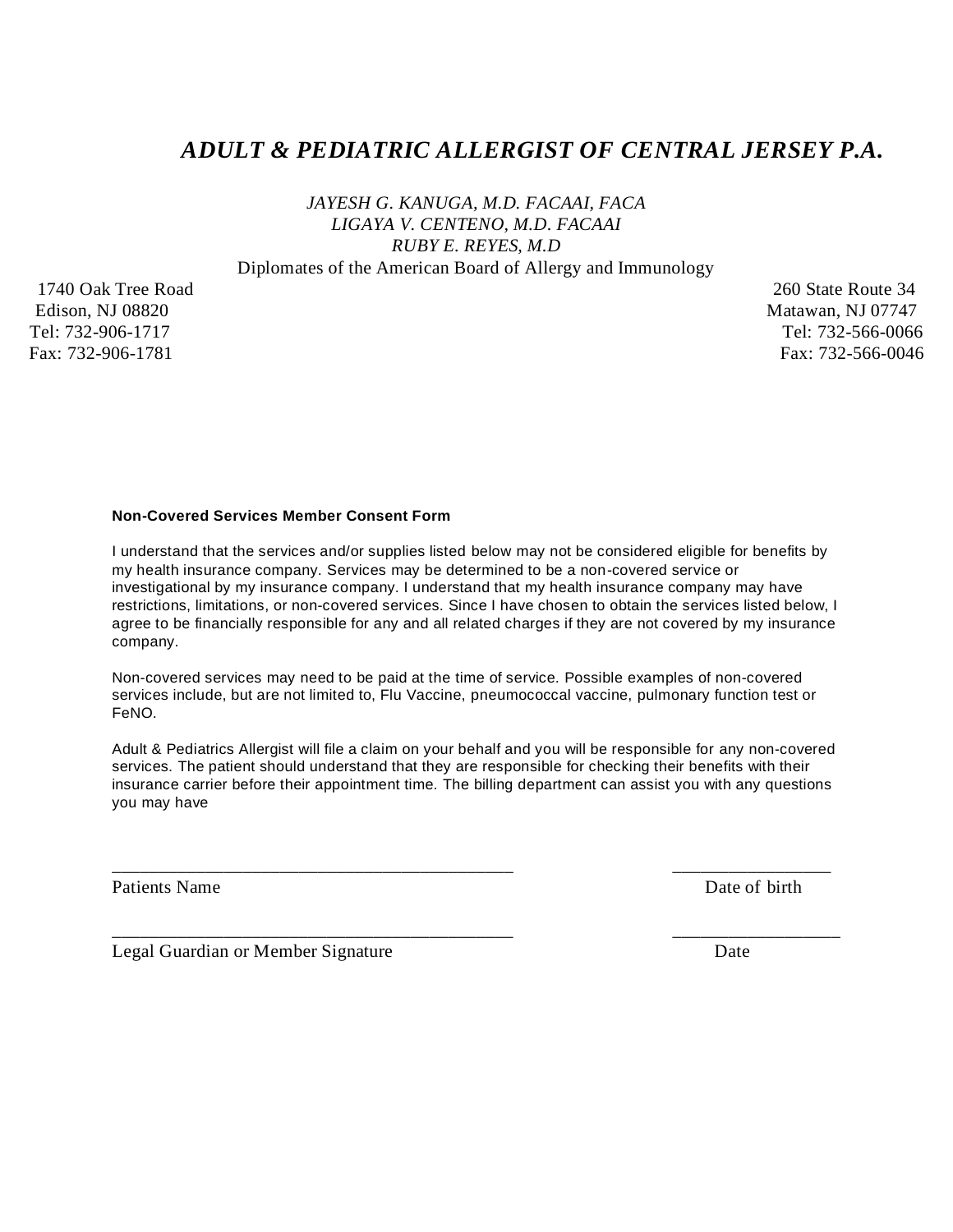# *ADULT & PEDIATRIC ALLERGIST OF CENTRAL JERSEY P.A.*

*JAYESH G. KANUGA, M.D. FACAAI, FACA*
*LIGAYA V. CENTENO, M.D. FACAAI*
*RUBY E. REYES, M.D*
Diplomates of the American Board of Allergy and Immunology

1740 Oak Tree Road
Edison, NJ 08820
Tel: 732-906-1717
Fax: 732-906-1781

260 State Route 34
Matawan, NJ 07747
Tel: 732-566-0066
Fax: 732-566-0046

**Non-Covered Services Member Consent Form**

I understand that the services and/or supplies listed below may not be considered eligible for benefits by my health insurance company. Services may be determined to be a non-covered service or investigational by my insurance company. I understand that my health insurance company may have restrictions, limitations, or non-covered services. Since I have chosen to obtain the services listed below, I agree to be financially responsible for any and all related charges if they are not covered by my insurance company.

Non-covered services may need to be paid at the time of service. Possible examples of non-covered services include, but are not limited to, Flu Vaccine, pneumococcal vaccine, pulmonary function test or FeNO.

Adult & Pediatrics Allergist will file a claim on your behalf and you will be responsible for any non-covered services. The patient should understand that they are responsible for checking their benefits with their insurance carrier before their appointment time. The billing department can assist you with any questions you may have

_____________________________________________ _________________
Patients Name Date of birth

_____________________________________________ __________________
Legal Guardian or Member Signature Date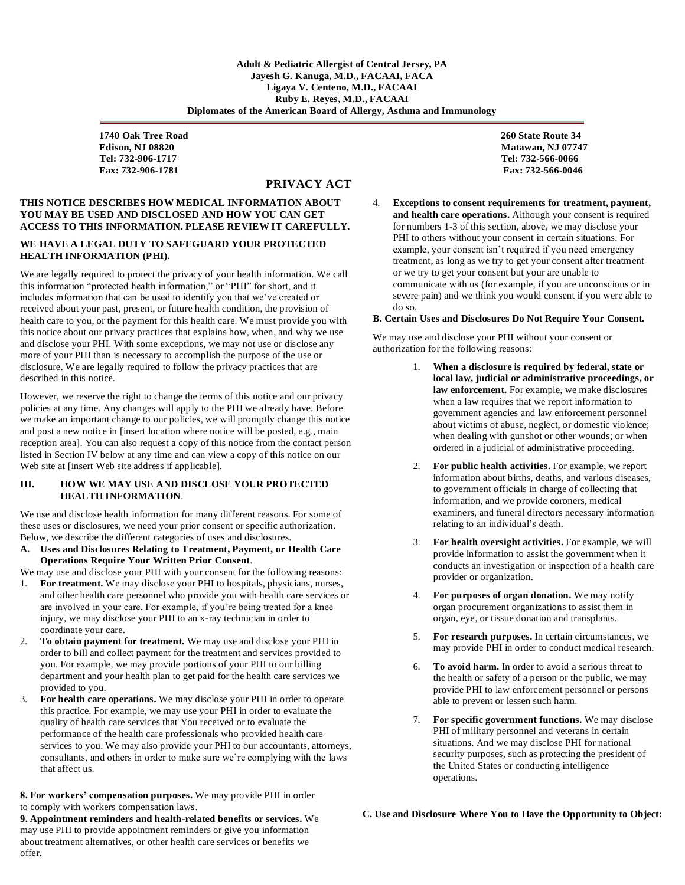**Adult & Pediatric Allergist of Central Jersey, PA**
**Jayesh G. Kanuga, M.D., FACAAI, FACA**
**Ligaya V. Centeno, M.D., FACAAI**
**Ruby E. Reyes, M.D., FACAAI**
**Diplomates of the American Board of Allergy, Asthma and Immunology**

**1740 Oak Tree Road**
**Edison, NJ 08820**
**Tel: 732-906-1717**
**Fax: 732-906-1781**

**260 State Route 34**
**Matawan, NJ 07747**
**Tel: 732-566-0066**
**Fax: 732-566-0046**

# PRIVACY ACT

**THIS NOTICE DESCRIBES HOW MEDICAL INFORMATION ABOUT YOU MAY BE USED AND DISCLOSED AND HOW YOU CAN GET ACCESS TO THIS INFORMATION. PLEASE REVIEW IT CAREFULLY.**

**WE HAVE A LEGAL DUTY TO SAFEGUARD YOUR PROTECTED HEALTH INFORMATION (PHI).**

We are legally required to protect the privacy of your health information. We call this information "protected health information," or "PHI" for short, and it includes information that can be used to identify you that we've created or received about your past, present, or future health condition, the provision of health care to you, or the payment for this health care. We must provide you with this notice about our privacy practices that explains how, when, and why we use and disclose your PHI. With some exceptions, we may not use or disclose any more of your PHI than is necessary to accomplish the purpose of the use or disclosure. We are legally required to follow the privacy practices that are described in this notice.

However, we reserve the right to change the terms of this notice and our privacy policies at any time. Any changes will apply to the PHI we already have. Before we make an important change to our policies, we will promptly change this notice and post a new notice in [insert location where notice will be posted, e.g., main reception area]. You can also request a copy of this notice from the contact person listed in Section IV below at any time and can view a copy of this notice on our Web site at [insert Web site address if applicable].

## III. HOW WE MAY USE AND DISCLOSE YOUR PROTECTED HEALTH INFORMATION.

We use and disclose health information for many different reasons. For some of these uses or disclosures, we need your prior consent or specific authorization. Below, we describe the different categories of uses and disclosures.

### A. Uses and Disclosures Relating to Treatment, Payment, or Health Care Operations Require Your Written Prior Consent.

We may use and disclose your PHI with your consent for the following reasons:

1. **For treatment.** We may disclose your PHI to hospitals, physicians, nurses, and other health care personnel who provide you with health care services or are involved in your care. For example, if you're being treated for a knee injury, we may disclose your PHI to an x-ray technician in order to coordinate your care.
2. **To obtain payment for treatment.** We may use and disclose your PHI in order to bill and collect payment for the treatment and services provided to you. For example, we may provide portions of your PHI to our billing department and your health plan to get paid for the health care services we provided to you.
3. **For health care operations.** We may disclose your PHI in order to operate this practice. For example, we may use your PHI in order to evaluate the quality of health care services that You received or to evaluate the performance of the health care professionals who provided health care services to you. We may also provide your PHI to our accountants, attorneys, consultants, and others in order to make sure we're complying with the laws that affect us.
4. **Exceptions to consent requirements for treatment, payment, and health care operations.** Although your consent is required for numbers 1-3 of this section, above, we may disclose your PHI to others without your consent in certain situations. For example, your consent isn't required if you need emergency treatment, as long as we try to get your consent after treatment or we try to get your consent but your are unable to communicate with us (for example, if you are unconscious or in severe pain) and we think you would consent if you were able to do so.

### B. Certain Uses and Disclosures Do Not Require Your Consent.

We may use and disclose your PHI without your consent or authorization for the following reasons:

1. **When a disclosure is required by federal, state or local law, judicial or administrative proceedings, or law enforcement.** For example, we make disclosures when a law requires that we report information to government agencies and law enforcement personnel about victims of abuse, neglect, or domestic violence; when dealing with gunshot or other wounds; or when ordered in a judicial of administrative proceeding.
2. **For public health activities.** For example, we report information about births, deaths, and various diseases, to government officials in charge of collecting that information, and we provide coroners, medical examiners, and funeral directors necessary information relating to an individual's death.
3. **For health oversight activities.** For example, we will provide information to assist the government when it conducts an investigation or inspection of a health care provider or organization.
4. **For purposes of organ donation.** We may notify organ procurement organizations to assist them in organ, eye, or tissue donation and transplants.
5. **For research purposes.** In certain circumstances, we may provide PHI in order to conduct medical research.
6. **To avoid harm.** In order to avoid a serious threat to the health or safety of a person or the public, we may provide PHI to law enforcement personnel or persons able to prevent or lessen such harm.
7. **For specific government functions.** We may disclose PHI of military personnel and veterans in certain situations. And we may disclose PHI for national security purposes, such as protecting the president of the United States or conducting intelligence operations.

**8. For workers' compensation purposes.** We may provide PHI in order to comply with workers compensation laws.

**9. Appointment reminders and health-related benefits or services.** We may use PHI to provide appointment reminders or give you information about treatment alternatives, or other health care services or benefits we offer.

### C. Use and Disclosure Where You to Have the Opportunity to Object: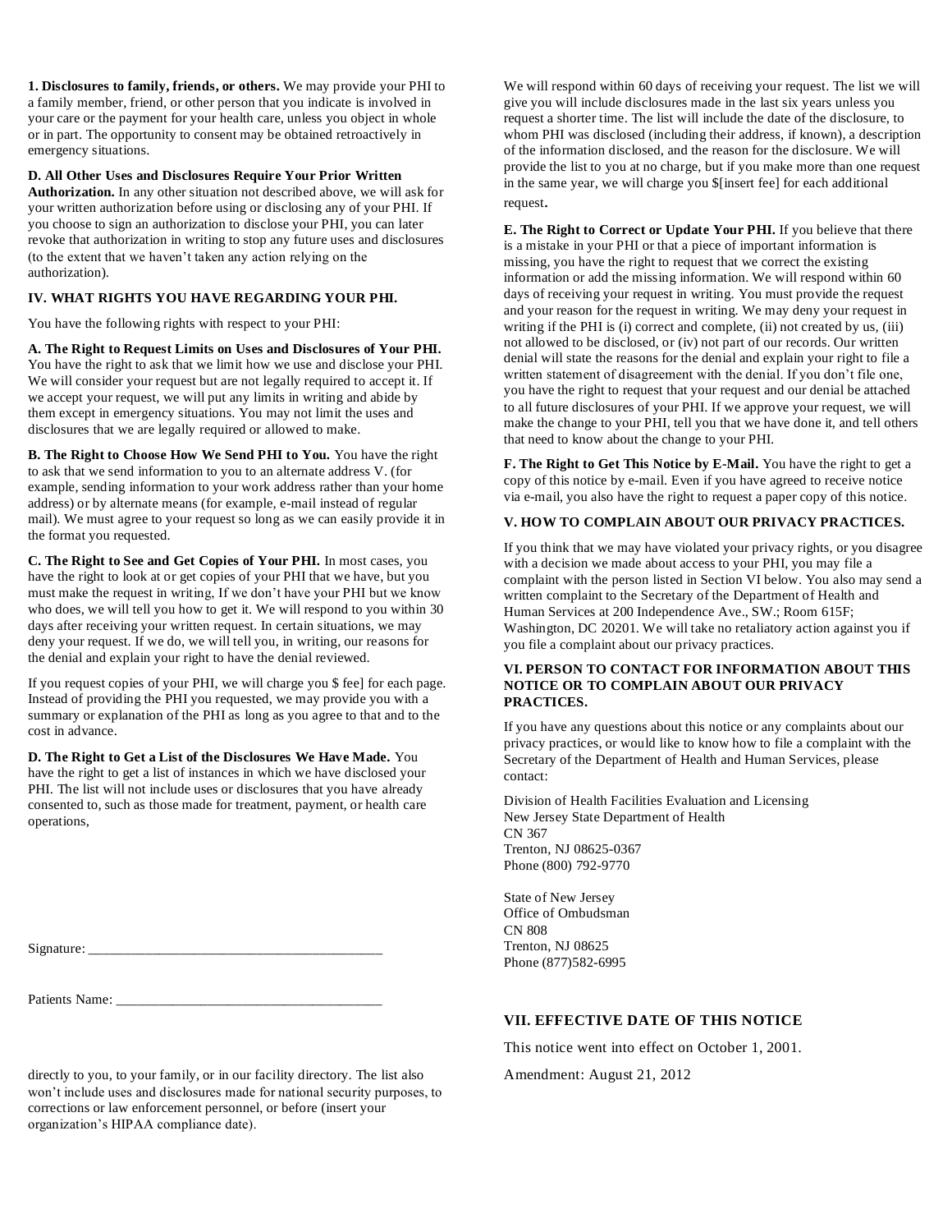**1. Disclosures to family, friends, or others.** We may provide your PHI to a family member, friend, or other person that you indicate is involved in your care or the payment for your health care, unless you object in whole or in part. The opportunity to consent may be obtained retroactively in emergency situations.

**D. All Other Uses and Disclosures Require Your Prior Written Authorization.** In any other situation not described above, we will ask for your written authorization before using or disclosing any of your PHI. If you choose to sign an authorization to disclose your PHI, you can later revoke that authorization in writing to stop any future uses and disclosures (to the extent that we haven't taken any action relying on the authorization).

## IV. WHAT RIGHTS YOU HAVE REGARDING YOUR PHI.

You have the following rights with respect to your PHI:

**A. The Right to Request Limits on Uses and Disclosures of Your PHI.** You have the right to ask that we limit how we use and disclose your PHI. We will consider your request but are not legally required to accept it. If we accept your request, we will put any limits in writing and abide by them except in emergency situations. You may not limit the uses and disclosures that we are legally required or allowed to make.

**B. The Right to Choose How We Send PHI to You.** You have the right to ask that we send information to you to an alternate address V. (for example, sending information to your work address rather than your home address) or by alternate means (for example, e-mail instead of regular mail). We must agree to your request so long as we can easily provide it in the format you requested.

**C. The Right to See and Get Copies of Your PHI.** In most cases, you have the right to look at or get copies of your PHI that we have, but you must make the request in writing, If we don't have your PHI but we know who does, we will tell you how to get it. We will respond to you within 30 days after receiving your written request. In certain situations, we may deny your request. If we do, we will tell you, in writing, our reasons for the denial and explain your right to have the denial reviewed.

If you request copies of your PHI, we will charge you $ fee] for each page. Instead of providing the PHI you requested, we may provide you with a summary or explanation of the PHI as long as you agree to that and to the cost in advance.

**D. The Right to Get a List of the Disclosures We Have Made.** You have the right to get a list of instances in which we have disclosed your PHI. The list will not include uses or disclosures that you have already consented to, such as those made for treatment, payment, or health care operations,

Signature: ___________________________________________

Patients Name: ______________________________________

directly to you, to your family, or in our facility directory. The list also won't include uses and disclosures made for national security purposes, to corrections or law enforcement personnel, or before (insert your organization's HIPAA compliance date).

We will respond within 60 days of receiving your request. The list we will give you will include disclosures made in the last six years unless you request a shorter time. The list will include the date of the disclosure, to whom PHI was disclosed (including their address, if known), a description of the information disclosed, and the reason for the disclosure. We will provide the list to you at no charge, but if you make more than one request in the same year, we will charge you $[insert fee] for each additional request.

**E. The Right to Correct or Update Your PHI.** If you believe that there is a mistake in your PHI or that a piece of important information is missing, you have the right to request that we correct the existing information or add the missing information. We will respond within 60 days of receiving your request in writing. You must provide the request and your reason for the request in writing. We may deny your request in writing if the PHI is (i) correct and complete, (ii) not created by us, (iii) not allowed to be disclosed, or (iv) not part of our records. Our written denial will state the reasons for the denial and explain your right to file a written statement of disagreement with the denial. If you don't file one, you have the right to request that your request and our denial be attached to all future disclosures of your PHI. If we approve your request, we will make the change to your PHI, tell you that we have done it, and tell others that need to know about the change to your PHI.

**F. The Right to Get This Notice by E-Mail.** You have the right to get a copy of this notice by e-mail. Even if you have agreed to receive notice via e-mail, you also have the right to request a paper copy of this notice.

## V. HOW TO COMPLAIN ABOUT OUR PRIVACY PRACTICES.

If you think that we may have violated your privacy rights, or you disagree with a decision we made about access to your PHI, you may file a complaint with the person listed in Section VI below. You also may send a written complaint to the Secretary of the Department of Health and Human Services at 200 Independence Ave., SW.; Room 615F; Washington, DC 20201. We will take no retaliatory action against you if you file a complaint about our privacy practices.

## VI. PERSON TO CONTACT FOR INFORMATION ABOUT THIS NOTICE OR TO COMPLAIN ABOUT OUR PRIVACY PRACTICES.

If you have any questions about this notice or any complaints about our privacy practices, or would like to know how to file a complaint with the Secretary of the Department of Health and Human Services, please contact:

Division of Health Facilities Evaluation and Licensing
New Jersey State Department of Health
CN 367
Trenton, NJ 08625-0367
Phone (800) 792-9770

State of New Jersey
Office of Ombudsman
CN 808
Trenton, NJ 08625
Phone (877)582-6995

## VII. EFFECTIVE DATE OF THIS NOTICE

This notice went into effect on October 1, 2001.

Amendment: August 21, 2012